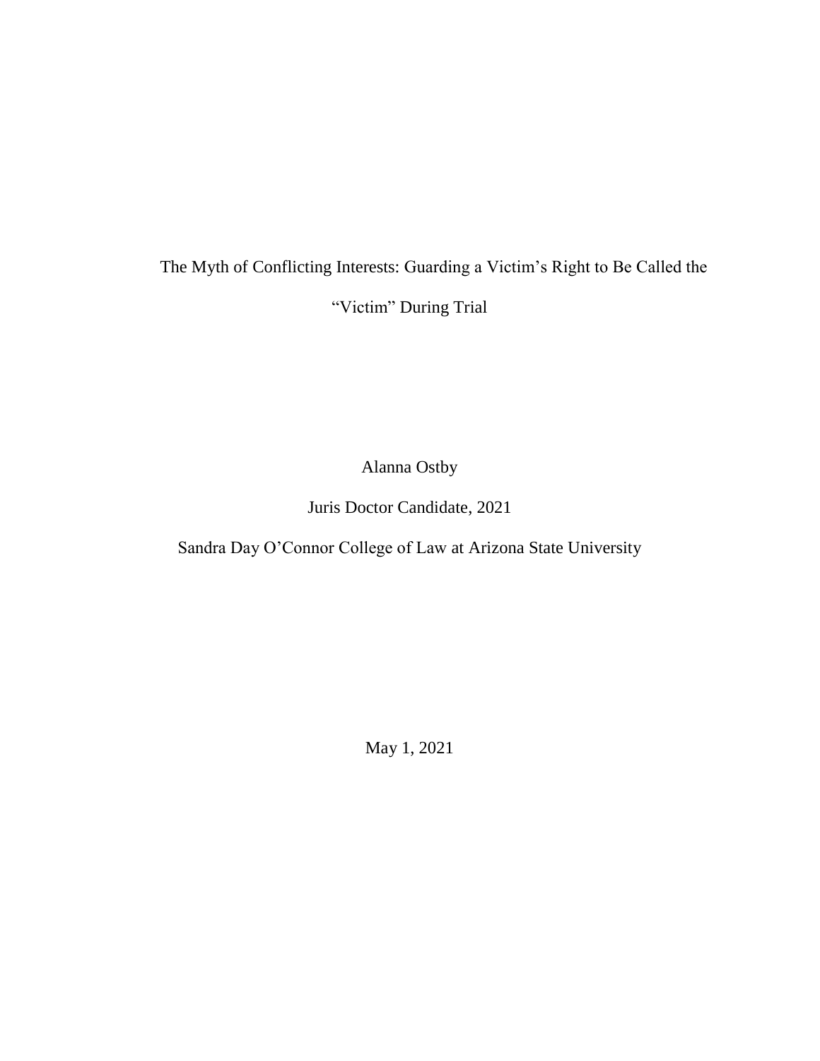# The Myth of Conflicting Interests: Guarding a Victim's Right to Be Called the "Victim" During Trial

Alanna Ostby

Juris Doctor Candidate, 2021

Sandra Day O'Connor College of Law at Arizona State University

May 1, 2021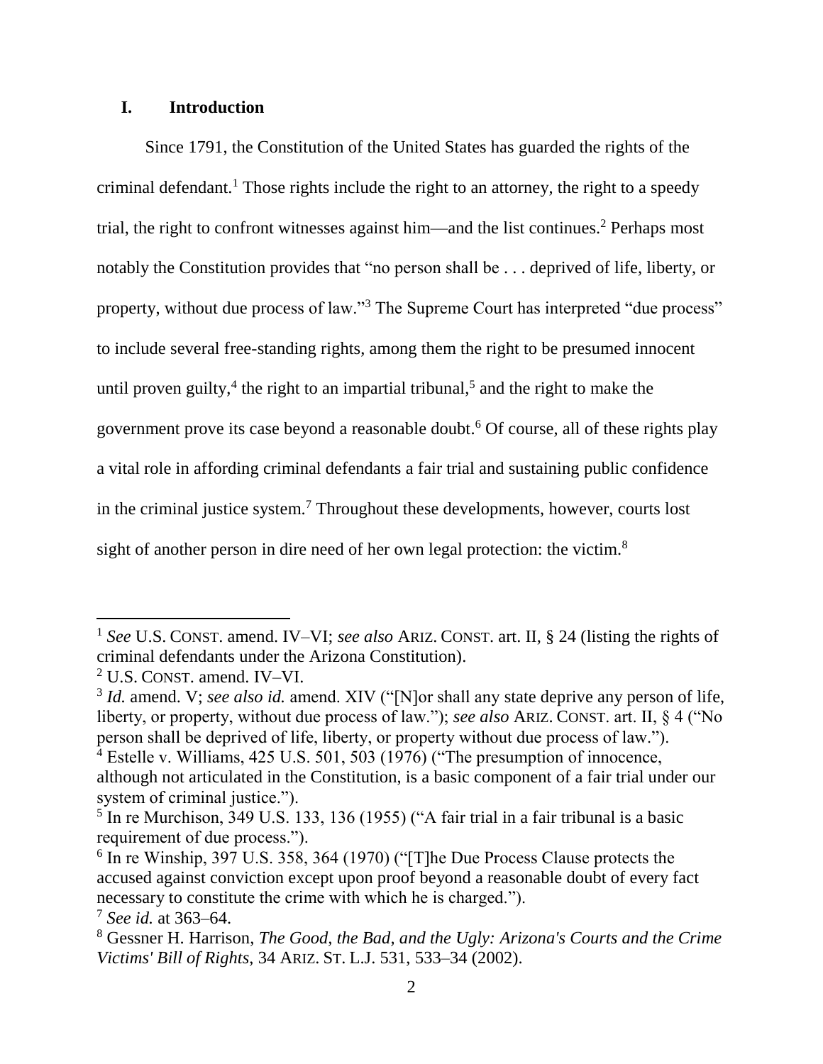## I. Introduction

Since 1791, the Constitution of the United States has guarded the rights of the criminal defendant.[1] Those rights include the right to an attorney, the right to a speedy trial, the right to confront witnesses against him—and the list continues.[2] Perhaps most notably the Constitution provides that "no person shall be . . . deprived of life, liberty, or property, without due process of law."[3] The Supreme Court has interpreted "due process" to include several free-standing rights, among them the right to be presumed innocent until proven guilty,[4] the right to an impartial tribunal,[5] and the right to make the government prove its case beyond a reasonable doubt.[6] Of course, all of these rights play a vital role in affording criminal defendants a fair trial and sustaining public confidence in the criminal justice system.[7] Throughout these developments, however, courts lost sight of another person in dire need of her own legal protection: the victim.[8]

---

[1] *See* U.S. CONST. amend. IV–VI; *see also* ARIZ. CONST. art. II, § 24 (listing the rights of criminal defendants under the Arizona Constitution).

[2] U.S. CONST. amend. IV–VI.

[3] *Id.* amend. V; *see also id.* amend. XIV ("[N]or shall any state deprive any person of life, liberty, or property, without due process of law."); *see also* ARIZ. CONST. art. II, § 4 ("No person shall be deprived of life, liberty, or property without due process of law.").

[4] Estelle v. Williams, 425 U.S. 501, 503 (1976) ("The presumption of innocence, although not articulated in the Constitution, is a basic component of a fair trial under our system of criminal justice.").

[5] In re Murchison, 349 U.S. 133, 136 (1955) ("A fair trial in a fair tribunal is a basic requirement of due process.").

[6] In re Winship, 397 U.S. 358, 364 (1970) ("[T]he Due Process Clause protects the accused against conviction except upon proof beyond a reasonable doubt of every fact necessary to constitute the crime with which he is charged.").

[7] *See id.* at 363–64.

[8] Gessner H. Harrison, *The Good, the Bad, and the Ugly: Arizona's Courts and the Crime Victims' Bill of Rights*, 34 ARIZ. ST. L.J. 531, 533–34 (2002).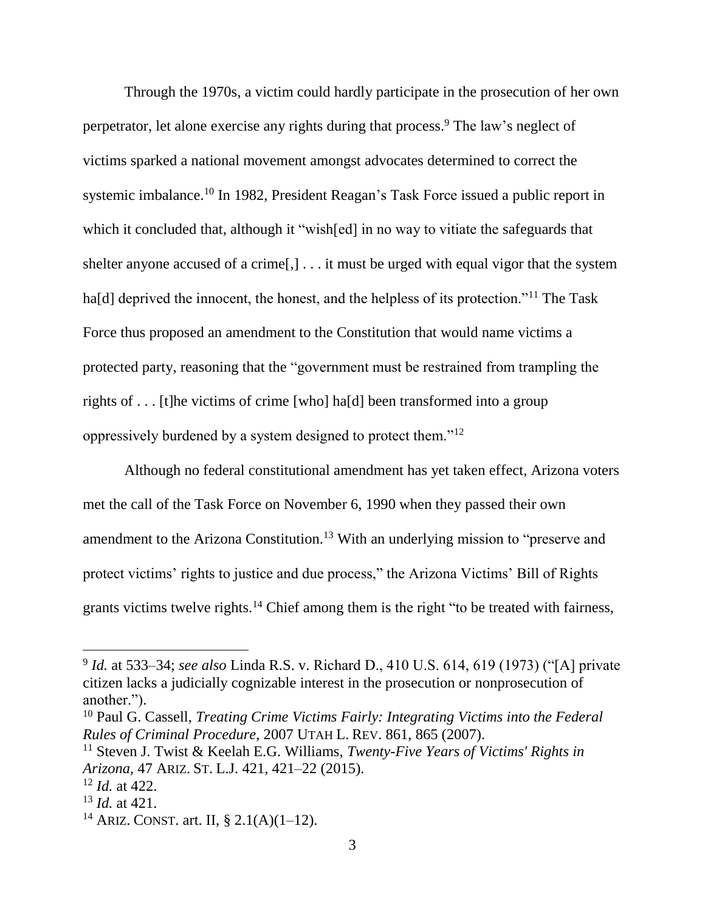Through the 1970s, a victim could hardly participate in the prosecution of her own perpetrator, let alone exercise any rights during that process.[9] The law's neglect of victims sparked a national movement amongst advocates determined to correct the systemic imbalance.[10] In 1982, President Reagan's Task Force issued a public report in which it concluded that, although it "wish[ed] in no way to vitiate the safeguards that shelter anyone accused of a crime[,] . . . it must be urged with equal vigor that the system ha[d] deprived the innocent, the honest, and the helpless of its protection."[11] The Task Force thus proposed an amendment to the Constitution that would name victims a protected party, reasoning that the "government must be restrained from trampling the rights of . . . [t]he victims of crime [who] ha[d] been transformed into a group oppressively burdened by a system designed to protect them."[12]

Although no federal constitutional amendment has yet taken effect, Arizona voters met the call of the Task Force on November 6, 1990 when they passed their own amendment to the Arizona Constitution.[13] With an underlying mission to "preserve and protect victims' rights to justice and due process," the Arizona Victims' Bill of Rights grants victims twelve rights.[14] Chief among them is the right "to be treated with fairness,

---

[9] *Id.* at 533–34; *see also* Linda R.S. v. Richard D., 410 U.S. 614, 619 (1973) ("[A] private citizen lacks a judicially cognizable interest in the prosecution or nonprosecution of another.").

[10] Paul G. Cassell, *Treating Crime Victims Fairly: Integrating Victims into the Federal Rules of Criminal Procedure*, 2007 UTAH L. REV. 861, 865 (2007).

[11] Steven J. Twist & Keelah E.G. Williams, *Twenty-Five Years of Victims' Rights in Arizona*, 47 ARIZ. ST. L.J. 421, 421–22 (2015).

[12] *Id.* at 422.

[13] *Id.* at 421.

[14] ARIZ. CONST. art. II, § 2.1(A)(1–12).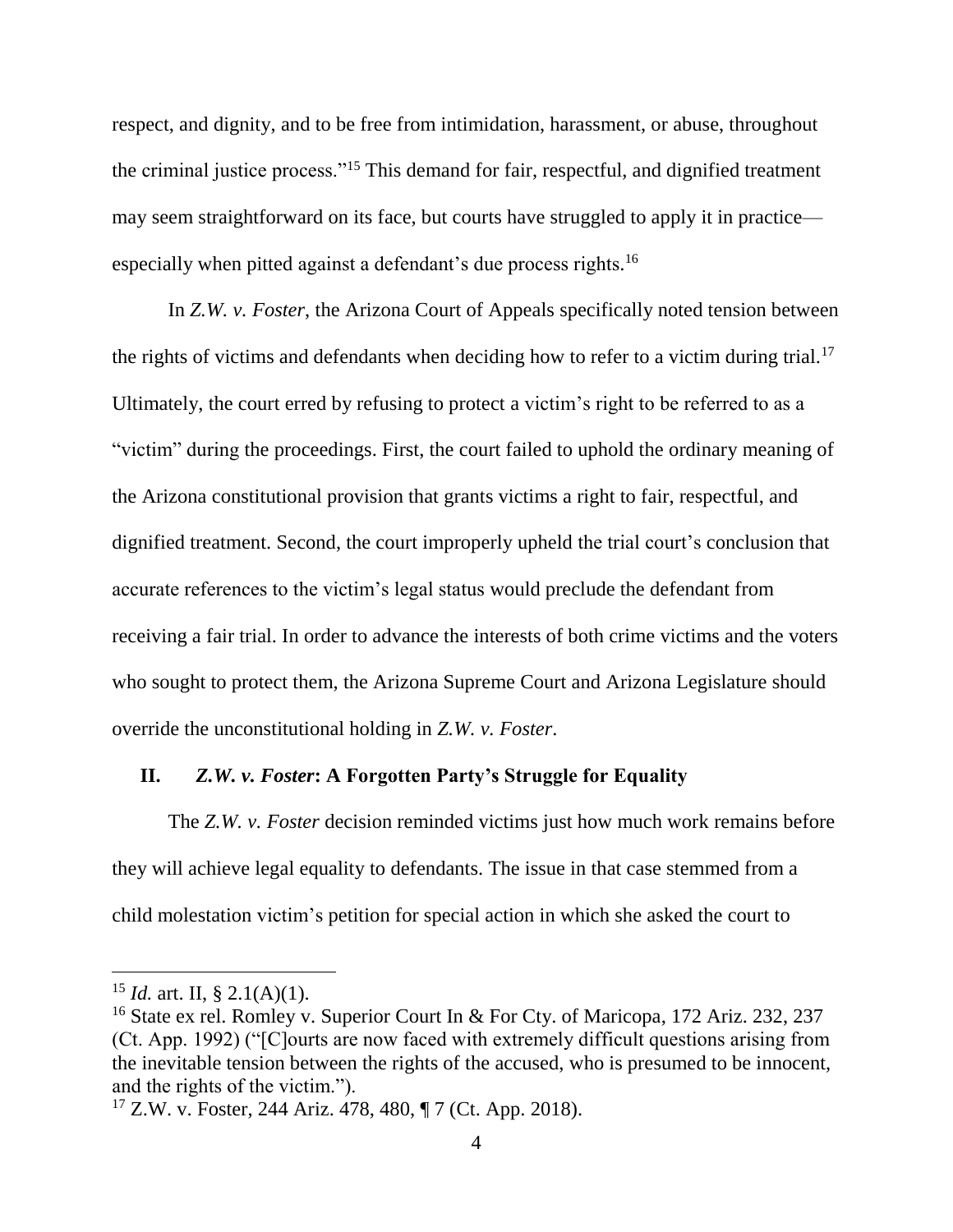respect, and dignity, and to be free from intimidation, harassment, or abuse, throughout the criminal justice process."[15] This demand for fair, respectful, and dignified treatment may seem straightforward on its face, but courts have struggled to apply it in practice—especially when pitted against a defendant's due process rights.[16]

In *Z.W. v. Foster*, the Arizona Court of Appeals specifically noted tension between the rights of victims and defendants when deciding how to refer to a victim during trial.[17] Ultimately, the court erred by refusing to protect a victim's right to be referred to as a "victim" during the proceedings. First, the court failed to uphold the ordinary meaning of the Arizona constitutional provision that grants victims a right to fair, respectful, and dignified treatment. Second, the court improperly upheld the trial court's conclusion that accurate references to the victim's legal status would preclude the defendant from receiving a fair trial. In order to advance the interests of both crime victims and the voters who sought to protect them, the Arizona Supreme Court and Arizona Legislature should override the unconstitutional holding in *Z.W. v. Foster*.

## II. *Z.W. v. Foster*: A Forgotten Party's Struggle for Equality

The *Z.W. v. Foster* decision reminded victims just how much work remains before they will achieve legal equality to defendants. The issue in that case stemmed from a child molestation victim's petition for special action in which she asked the court to

---

[15] *Id.* art. II, § 2.1(A)(1).

[16] State ex rel. Romley v. Superior Court In & For Cty. of Maricopa, 172 Ariz. 232, 237 (Ct. App. 1992) ("[C]ourts are now faced with extremely difficult questions arising from the inevitable tension between the rights of the accused, who is presumed to be innocent, and the rights of the victim.").

[17] Z.W. v. Foster, 244 Ariz. 478, 480, ¶ 7 (Ct. App. 2018).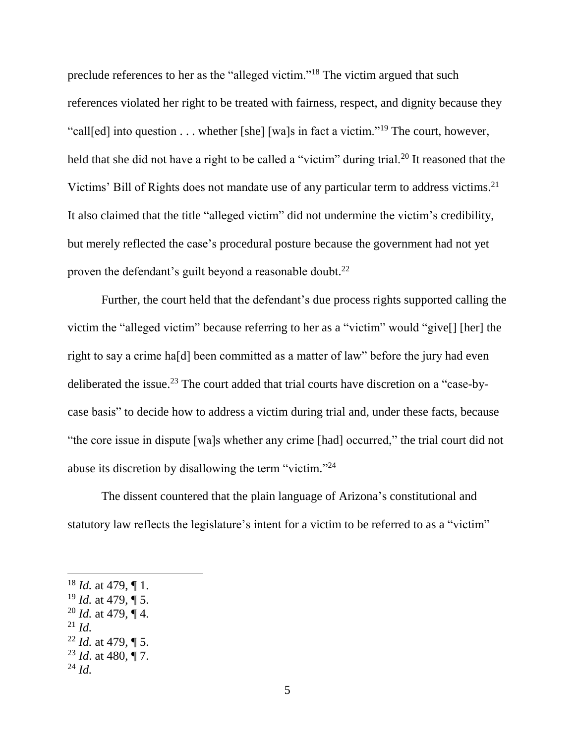preclude references to her as the "alleged victim."[18] The victim argued that such references violated her right to be treated with fairness, respect, and dignity because they "call[ed] into question . . . whether [she] [wa]s in fact a victim."[19] The court, however, held that she did not have a right to be called a "victim" during trial.[20] It reasoned that the Victims' Bill of Rights does not mandate use of any particular term to address victims.[21] It also claimed that the title "alleged victim" did not undermine the victim's credibility, but merely reflected the case's procedural posture because the government had not yet proven the defendant's guilt beyond a reasonable doubt.[22]

Further, the court held that the defendant's due process rights supported calling the victim the "alleged victim" because referring to her as a "victim" would "give[] [her] the right to say a crime ha[d] been committed as a matter of law" before the jury had even deliberated the issue.[23] The court added that trial courts have discretion on a "case-by-case basis" to decide how to address a victim during trial and, under these facts, because "the core issue in dispute [wa]s whether any crime [had] occurred," the trial court did not abuse its discretion by disallowing the term "victim."[24]

The dissent countered that the plain language of Arizona's constitutional and statutory law reflects the legislature's intent for a victim to be referred to as a "victim"

---

[18] *Id.* at 479, ¶ 1.

[19] *Id.* at 479, ¶ 5.

[20] *Id.* at 479, ¶ 4.

[21] *Id.*

[22] *Id.* at 479, ¶ 5.

[23] *Id*. at 480, ¶ 7.

[24] *Id.*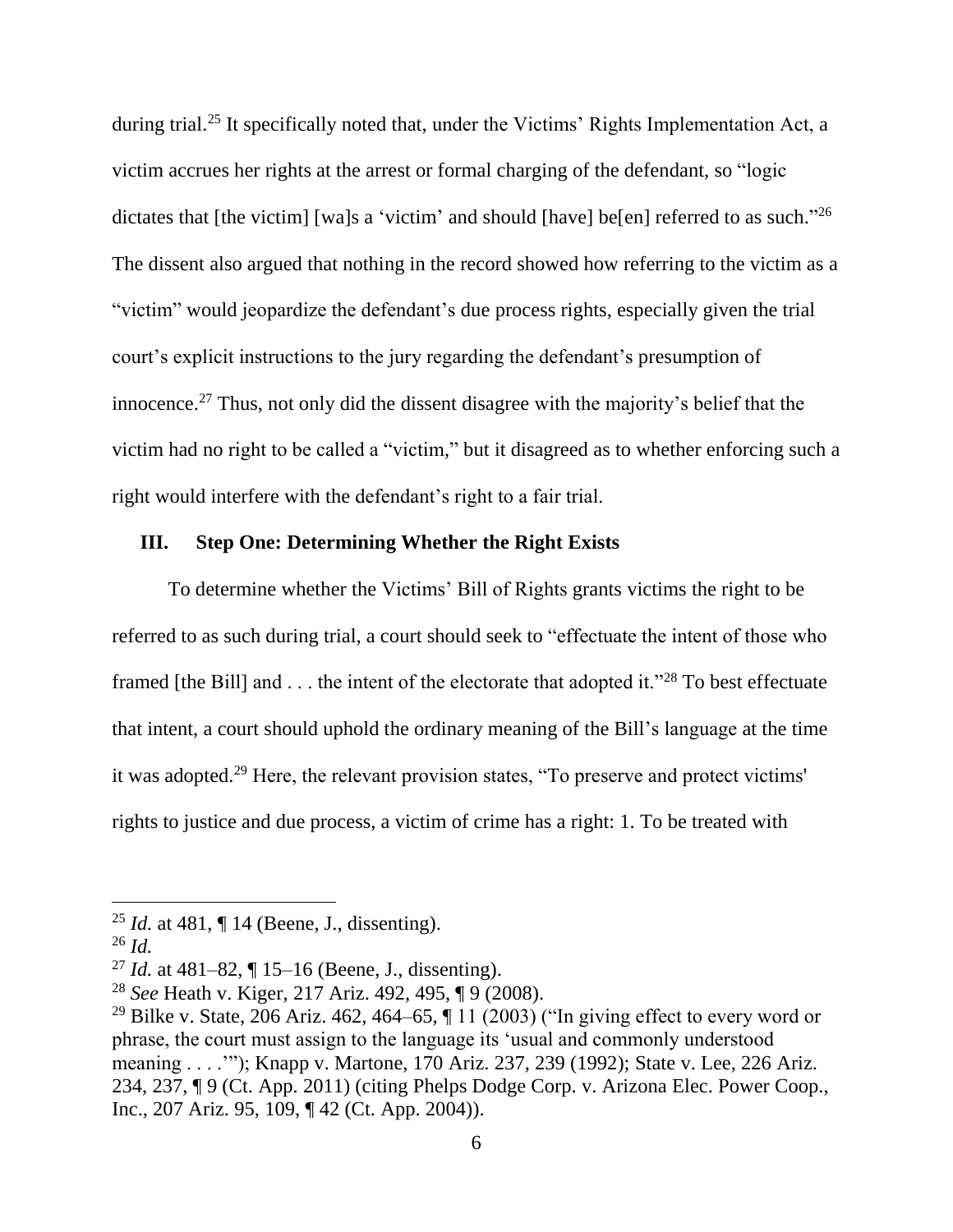during trial.[25] It specifically noted that, under the Victims' Rights Implementation Act, a victim accrues her rights at the arrest or formal charging of the defendant, so "logic dictates that [the victim] [wa]s a 'victim' and should [have] be[en] referred to as such."[26] The dissent also argued that nothing in the record showed how referring to the victim as a "victim" would jeopardize the defendant's due process rights, especially given the trial court's explicit instructions to the jury regarding the defendant's presumption of innocence.[27] Thus, not only did the dissent disagree with the majority's belief that the victim had no right to be called a "victim," but it disagreed as to whether enforcing such a right would interfere with the defendant's right to a fair trial.

## III. Step One: Determining Whether the Right Exists

To determine whether the Victims' Bill of Rights grants victims the right to be referred to as such during trial, a court should seek to "effectuate the intent of those who framed [the Bill] and . . . the intent of the electorate that adopted it."[28] To best effectuate that intent, a court should uphold the ordinary meaning of the Bill's language at the time it was adopted.[29] Here, the relevant provision states, "To preserve and protect victims' rights to justice and due process, a victim of crime has a right: 1. To be treated with

---

[25] *Id.* at 481, ¶ 14 (Beene, J., dissenting).

[26] *Id.*

[27] *Id.* at 481–82, ¶ 15–16 (Beene, J., dissenting).

[28] *See* Heath v. Kiger, 217 Ariz. 492, 495, ¶ 9 (2008).

[29] Bilke v. State, 206 Ariz. 462, 464–65, ¶ 11 (2003) ("In giving effect to every word or phrase, the court must assign to the language its 'usual and commonly understood meaning . . . .'"); Knapp v. Martone, 170 Ariz. 237, 239 (1992); State v. Lee, 226 Ariz. 234, 237, ¶ 9 (Ct. App. 2011) (citing Phelps Dodge Corp. v. Arizona Elec. Power Coop., Inc., 207 Ariz. 95, 109, ¶ 42 (Ct. App. 2004)).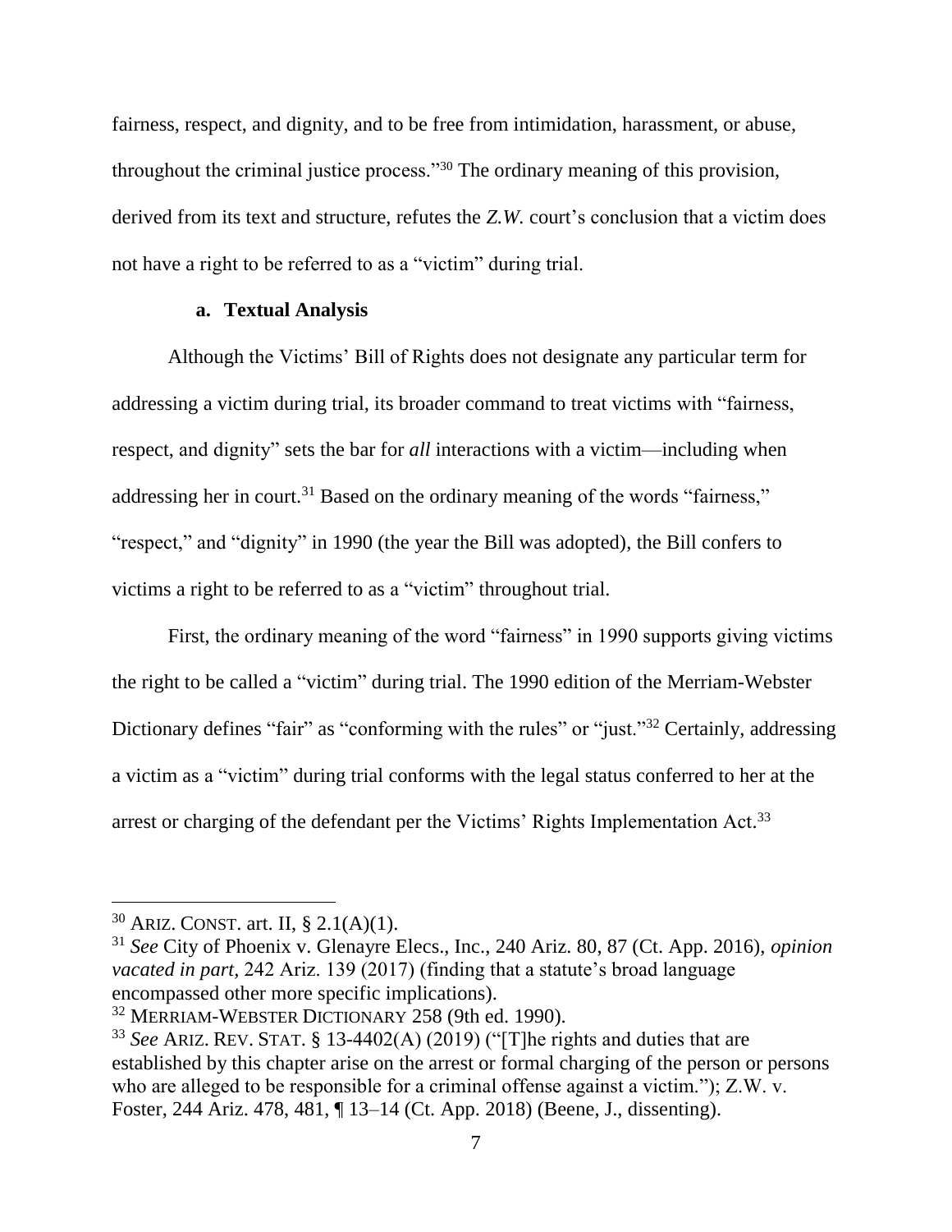fairness, respect, and dignity, and to be free from intimidation, harassment, or abuse, throughout the criminal justice process."[30] The ordinary meaning of this provision, derived from its text and structure, refutes the *Z.W.* court's conclusion that a victim does not have a right to be referred to as a "victim" during trial.

### a. Textual Analysis

Although the Victims' Bill of Rights does not designate any particular term for addressing a victim during trial, its broader command to treat victims with "fairness, respect, and dignity" sets the bar for *all* interactions with a victim—including when addressing her in court.[31] Based on the ordinary meaning of the words "fairness," "respect," and "dignity" in 1990 (the year the Bill was adopted), the Bill confers to victims a right to be referred to as a "victim" throughout trial.

First, the ordinary meaning of the word "fairness" in 1990 supports giving victims the right to be called a "victim" during trial. The 1990 edition of the Merriam-Webster Dictionary defines "fair" as "conforming with the rules" or "just."[32] Certainly, addressing a victim as a "victim" during trial conforms with the legal status conferred to her at the arrest or charging of the defendant per the Victims' Rights Implementation Act.[33]

---

[30] ARIZ. CONST. art. II, § 2.1(A)(1).

[31] *See* City of Phoenix v. Glenayre Elecs., Inc., 240 Ariz. 80, 87 (Ct. App. 2016), *opinion vacated in part,* 242 Ariz. 139 (2017) (finding that a statute's broad language encompassed other more specific implications).

[32] MERRIAM-WEBSTER DICTIONARY 258 (9th ed. 1990).

[33] *See* ARIZ. REV. STAT. § 13-4402(A) (2019) ("[T]he rights and duties that are established by this chapter arise on the arrest or formal charging of the person or persons who are alleged to be responsible for a criminal offense against a victim."); Z.W. v. Foster, 244 Ariz. 478, 481, ¶ 13–14 (Ct. App. 2018) (Beene, J., dissenting).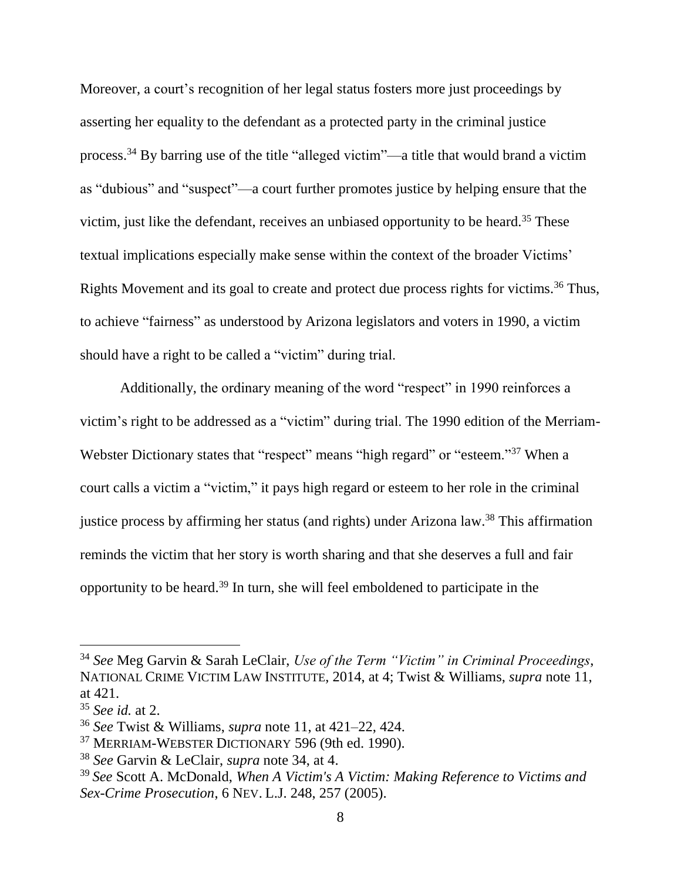Moreover, a court's recognition of her legal status fosters more just proceedings by asserting her equality to the defendant as a protected party in the criminal justice process.[34] By barring use of the title "alleged victim"—a title that would brand a victim as "dubious" and "suspect"—a court further promotes justice by helping ensure that the victim, just like the defendant, receives an unbiased opportunity to be heard.[35] These textual implications especially make sense within the context of the broader Victims' Rights Movement and its goal to create and protect due process rights for victims.[36] Thus, to achieve "fairness" as understood by Arizona legislators and voters in 1990, a victim should have a right to be called a "victim" during trial.

Additionally, the ordinary meaning of the word "respect" in 1990 reinforces a victim's right to be addressed as a "victim" during trial. The 1990 edition of the Merriam-Webster Dictionary states that "respect" means "high regard" or "esteem."[37] When a court calls a victim a "victim," it pays high regard or esteem to her role in the criminal justice process by affirming her status (and rights) under Arizona law.[38] This affirmation reminds the victim that her story is worth sharing and that she deserves a full and fair opportunity to be heard.[39] In turn, she will feel emboldened to participate in the

---

[34] *See* Meg Garvin & Sarah LeClair, *Use of the Term "Victim" in Criminal Proceedings*, NATIONAL CRIME VICTIM LAW INSTITUTE, 2014, at 4; Twist & Williams, *supra* note 11, at 421.

[35] *See id.* at 2.

[36] *See* Twist & Williams, *supra* note 11, at 421–22, 424.

[37] MERRIAM-WEBSTER DICTIONARY 596 (9th ed. 1990).

[38] *See* Garvin & LeClair, *supra* note 34, at 4.

[39] *See* Scott A. McDonald, *When A Victim's A Victim: Making Reference to Victims and Sex-Crime Prosecution*, 6 NEV. L.J. 248, 257 (2005).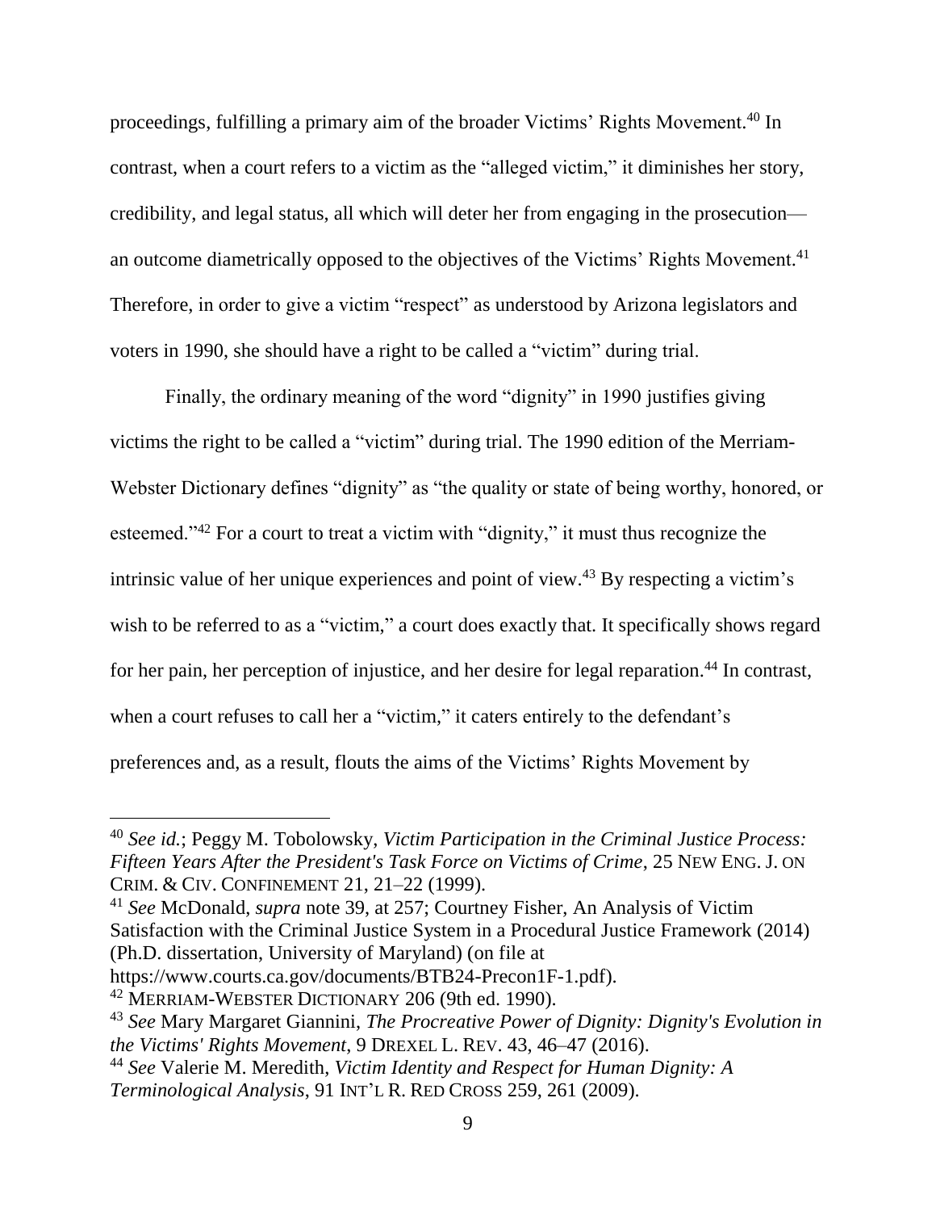proceedings, fulfilling a primary aim of the broader Victims' Rights Movement.[40] In contrast, when a court refers to a victim as the "alleged victim," it diminishes her story, credibility, and legal status, all which will deter her from engaging in the prosecution—an outcome diametrically opposed to the objectives of the Victims' Rights Movement.[41] Therefore, in order to give a victim "respect" as understood by Arizona legislators and voters in 1990, she should have a right to be called a "victim" during trial.

Finally, the ordinary meaning of the word "dignity" in 1990 justifies giving victims the right to be called a "victim" during trial. The 1990 edition of the Merriam-Webster Dictionary defines "dignity" as "the quality or state of being worthy, honored, or esteemed."[42] For a court to treat a victim with "dignity," it must thus recognize the intrinsic value of her unique experiences and point of view.[43] By respecting a victim's wish to be referred to as a "victim," a court does exactly that. It specifically shows regard for her pain, her perception of injustice, and her desire for legal reparation.[44] In contrast, when a court refuses to call her a "victim," it caters entirely to the defendant's preferences and, as a result, flouts the aims of the Victims' Rights Movement by

---

[40] *See id.*; Peggy M. Tobolowsky, *Victim Participation in the Criminal Justice Process: Fifteen Years After the President's Task Force on Victims of Crime*, 25 NEW ENG. J. ON CRIM. & CIV. CONFINEMENT 21, 21–22 (1999).

[41] *See* McDonald, *supra* note 39, at 257; Courtney Fisher, An Analysis of Victim Satisfaction with the Criminal Justice System in a Procedural Justice Framework (2014) (Ph.D. dissertation, University of Maryland) (on file at https://www.courts.ca.gov/documents/BTB24-Precon1F-1.pdf).

[42] MERRIAM-WEBSTER DICTIONARY 206 (9th ed. 1990).

[43] *See* Mary Margaret Giannini, *The Procreative Power of Dignity: Dignity's Evolution in the Victims' Rights Movement*, 9 DREXEL L. REV. 43, 46–47 (2016).

[44] *See* Valerie M. Meredith, *Victim Identity and Respect for Human Dignity: A Terminological Analysis*, 91 INT'L R. RED CROSS 259, 261 (2009).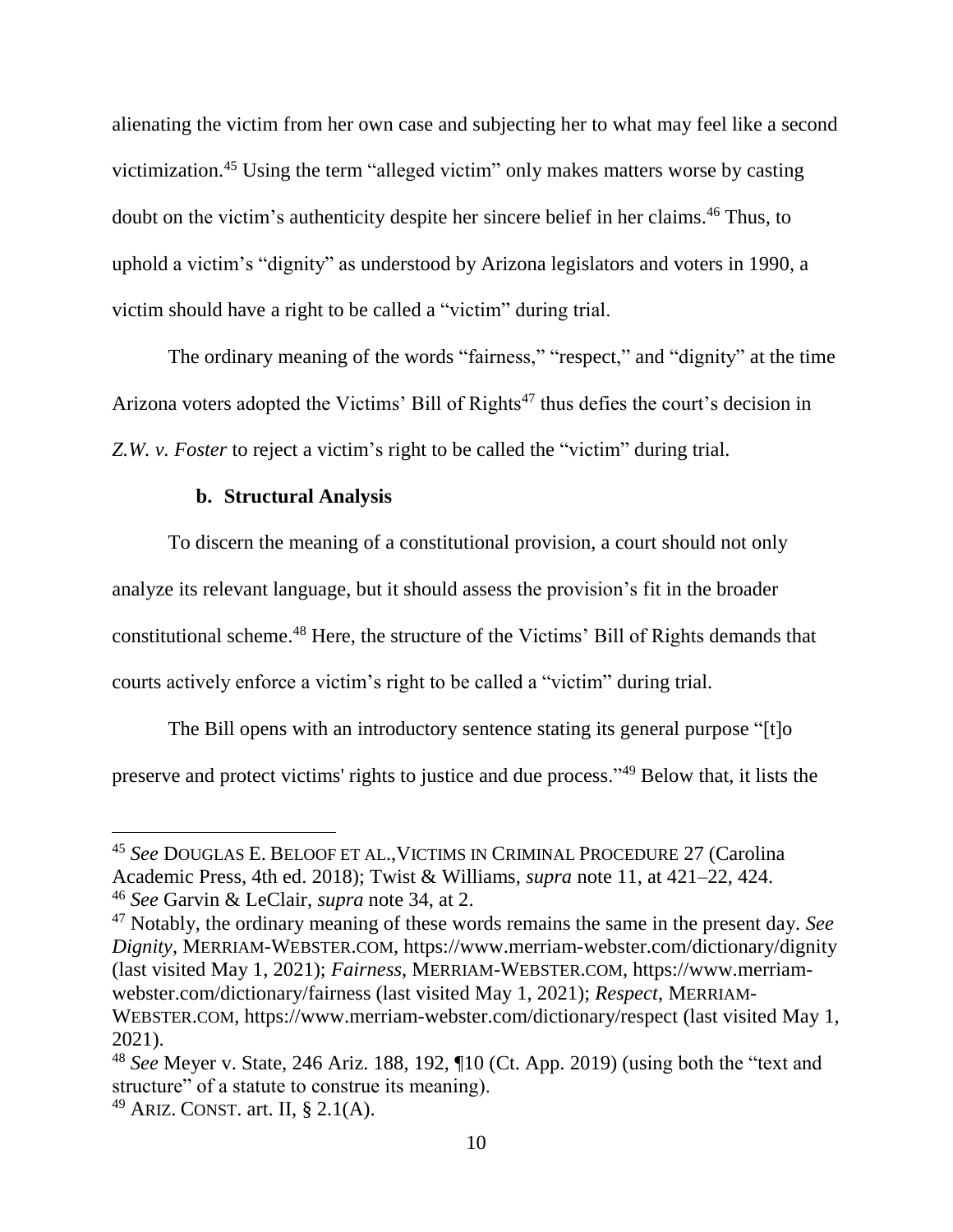alienating the victim from her own case and subjecting her to what may feel like a second victimization.[45] Using the term "alleged victim" only makes matters worse by casting doubt on the victim's authenticity despite her sincere belief in her claims.[46] Thus, to uphold a victim's "dignity" as understood by Arizona legislators and voters in 1990, a victim should have a right to be called a "victim" during trial.

The ordinary meaning of the words "fairness," "respect," and "dignity" at the time Arizona voters adopted the Victims' Bill of Rights[47] thus defies the court's decision in *Z.W. v. Foster* to reject a victim's right to be called the "victim" during trial.

#### b. Structural Analysis

To discern the meaning of a constitutional provision, a court should not only analyze its relevant language, but it should assess the provision's fit in the broader constitutional scheme.[48] Here, the structure of the Victims' Bill of Rights demands that courts actively enforce a victim's right to be called a "victim" during trial.

The Bill opens with an introductory sentence stating its general purpose "[t]o preserve and protect victims' rights to justice and due process."[49] Below that, it lists the

---

[45] *See* DOUGLAS E. BELOOF ET AL., VICTIMS IN CRIMINAL PROCEDURE 27 (Carolina Academic Press, 4th ed. 2018); Twist & Williams, *supra* note 11, at 421–22, 424.

[46] *See* Garvin & LeClair, *supra* note 34, at 2.

[47] Notably, the ordinary meaning of these words remains the same in the present day. *See Dignity*, MERRIAM-WEBSTER.COM, https://www.merriam-webster.com/dictionary/dignity (last visited May 1, 2021); *Fairness*, MERRIAM-WEBSTER.COM, https://www.merriam-webster.com/dictionary/fairness (last visited May 1, 2021); *Respect*, MERRIAM-WEBSTER.COM, https://www.merriam-webster.com/dictionary/respect (last visited May 1, 2021).

[48] *See* Meyer v. State, 246 Ariz. 188, 192, ¶10 (Ct. App. 2019) (using both the "text and structure" of a statute to construe its meaning).

[49] ARIZ. CONST. art. II, § 2.1(A).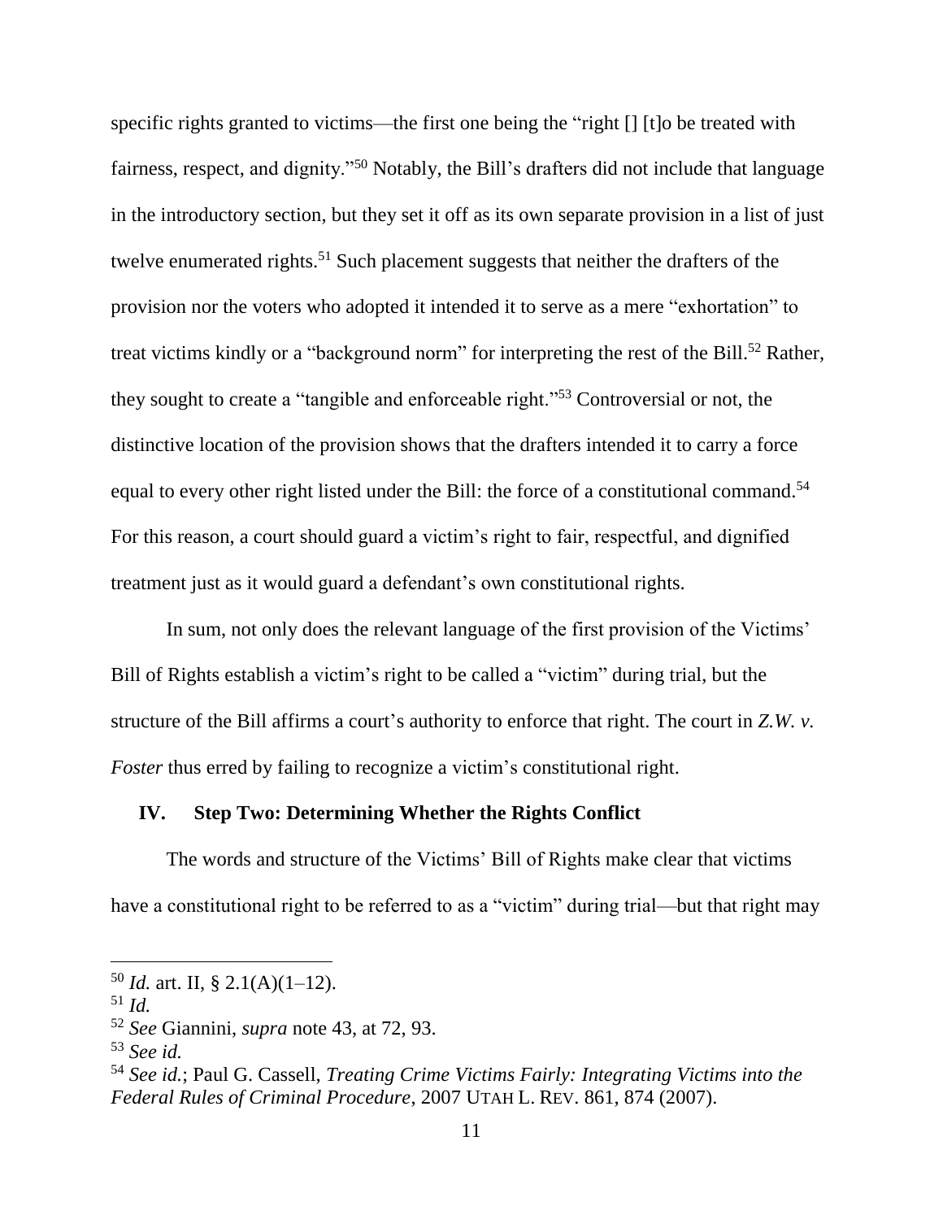specific rights granted to victims—the first one being the "right [] [t]o be treated with fairness, respect, and dignity."[50] Notably, the Bill's drafters did not include that language in the introductory section, but they set it off as its own separate provision in a list of just twelve enumerated rights.[51] Such placement suggests that neither the drafters of the provision nor the voters who adopted it intended it to serve as a mere "exhortation" to treat victims kindly or a "background norm" for interpreting the rest of the Bill.[52] Rather, they sought to create a "tangible and enforceable right."[53] Controversial or not, the distinctive location of the provision shows that the drafters intended it to carry a force equal to every other right listed under the Bill: the force of a constitutional command.[54] For this reason, a court should guard a victim's right to fair, respectful, and dignified treatment just as it would guard a defendant's own constitutional rights.

In sum, not only does the relevant language of the first provision of the Victims' Bill of Rights establish a victim's right to be called a "victim" during trial, but the structure of the Bill affirms a court's authority to enforce that right. The court in *Z.W. v. Foster* thus erred by failing to recognize a victim's constitutional right.

## IV. Step Two: Determining Whether the Rights Conflict

The words and structure of the Victims' Bill of Rights make clear that victims have a constitutional right to be referred to as a "victim" during trial—but that right may

---

[50] *Id.* art. II, § 2.1(A)(1–12).

[51] *Id.*

[52] *See* Giannini, *supra* note 43, at 72, 93.

[53] *See id.*

[54] *See id.*; Paul G. Cassell, *Treating Crime Victims Fairly: Integrating Victims into the Federal Rules of Criminal Procedure*, 2007 UTAH L. REV. 861, 874 (2007).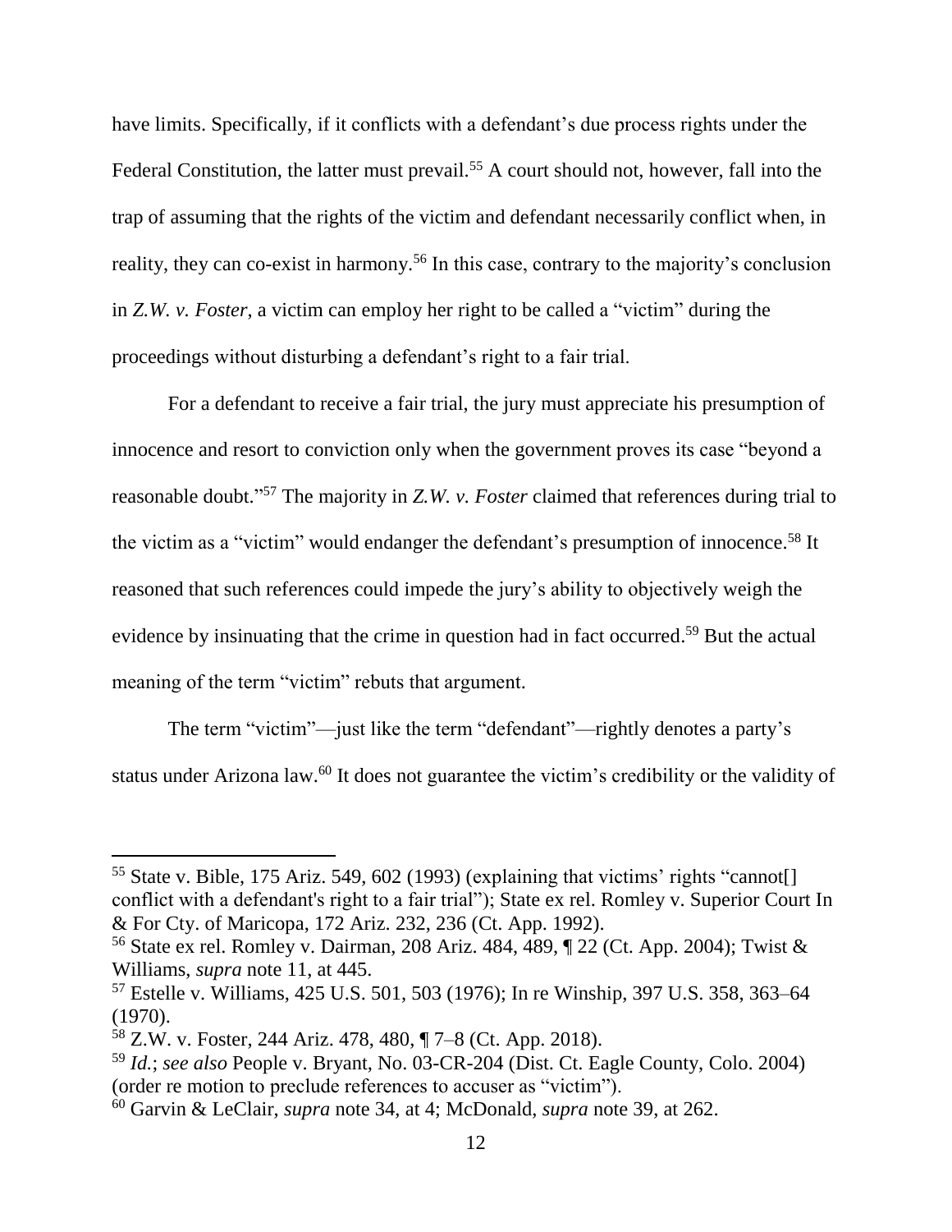have limits. Specifically, if it conflicts with a defendant's due process rights under the Federal Constitution, the latter must prevail.[55] A court should not, however, fall into the trap of assuming that the rights of the victim and defendant necessarily conflict when, in reality, they can co-exist in harmony.[56] In this case, contrary to the majority's conclusion in *Z.W. v. Foster*, a victim can employ her right to be called a "victim" during the proceedings without disturbing a defendant's right to a fair trial.

For a defendant to receive a fair trial, the jury must appreciate his presumption of innocence and resort to conviction only when the government proves its case "beyond a reasonable doubt."[57] The majority in *Z.W. v. Foster* claimed that references during trial to the victim as a "victim" would endanger the defendant's presumption of innocence.[58] It reasoned that such references could impede the jury's ability to objectively weigh the evidence by insinuating that the crime in question had in fact occurred.[59] But the actual meaning of the term "victim" rebuts that argument.

The term "victim"—just like the term "defendant"—rightly denotes a party's status under Arizona law.[60] It does not guarantee the victim's credibility or the validity of

---

[55] State v. Bible, 175 Ariz. 549, 602 (1993) (explaining that victims' rights "cannot[] conflict with a defendant's right to a fair trial"); State ex rel. Romley v. Superior Court In & For Cty. of Maricopa, 172 Ariz. 232, 236 (Ct. App. 1992).

[56] State ex rel. Romley v. Dairman, 208 Ariz. 484, 489, ¶ 22 (Ct. App. 2004); Twist & Williams, *supra* note 11, at 445.

[57] Estelle v. Williams, 425 U.S. 501, 503 (1976); In re Winship, 397 U.S. 358, 363–64 (1970).

[58] Z.W. v. Foster, 244 Ariz. 478, 480, ¶ 7–8 (Ct. App. 2018).

[59] *Id.*; *see also* People v. Bryant, No. 03-CR-204 (Dist. Ct. Eagle County, Colo. 2004) (order re motion to preclude references to accuser as "victim").

[60] Garvin & LeClair, *supra* note 34, at 4; McDonald, *supra* note 39, at 262.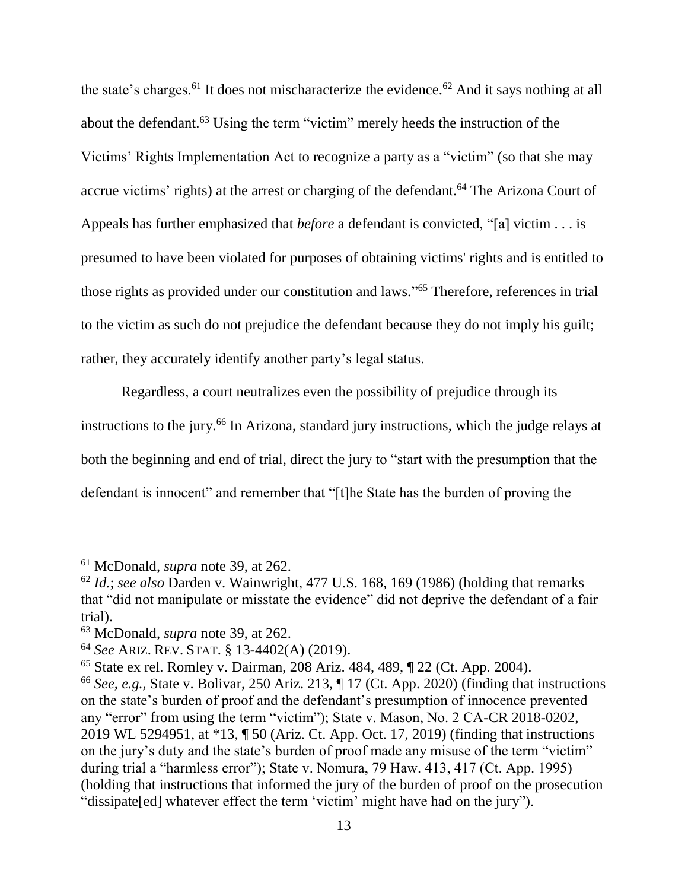the state's charges.[61] It does not mischaracterize the evidence.[62] And it says nothing at all about the defendant.[63] Using the term "victim" merely heeds the instruction of the Victims' Rights Implementation Act to recognize a party as a "victim" (so that she may accrue victims' rights) at the arrest or charging of the defendant.[64] The Arizona Court of Appeals has further emphasized that *before* a defendant is convicted, "[a] victim . . . is presumed to have been violated for purposes of obtaining victims' rights and is entitled to those rights as provided under our constitution and laws."[65] Therefore, references in trial to the victim as such do not prejudice the defendant because they do not imply his guilt; rather, they accurately identify another party's legal status.

Regardless, a court neutralizes even the possibility of prejudice through its instructions to the jury.[66] In Arizona, standard jury instructions, which the judge relays at both the beginning and end of trial, direct the jury to "start with the presumption that the defendant is innocent" and remember that "[t]he State has the burden of proving the

---

[61] McDonald, *supra* note 39, at 262.

[62] *Id.*; *see also* Darden v. Wainwright, 477 U.S. 168, 169 (1986) (holding that remarks that "did not manipulate or misstate the evidence" did not deprive the defendant of a fair trial).

[63] McDonald, *supra* note 39, at 262.

[64] *See* ARIZ. REV. STAT. § 13-4402(A) (2019).

[65] State ex rel. Romley v. Dairman, 208 Ariz. 484, 489, ¶ 22 (Ct. App. 2004).

[66] *See, e.g.*, State v. Bolivar, 250 Ariz. 213, ¶ 17 (Ct. App. 2020) (finding that instructions on the state's burden of proof and the defendant's presumption of innocence prevented any "error" from using the term "victim"); State v. Mason, No. 2 CA-CR 2018-0202, 2019 WL 5294951, at *13, ¶ 50 (Ariz. Ct. App. Oct. 17, 2019) (finding that instructions on the jury's duty and the state's burden of proof made any misuse of the term "victim" during trial a "harmless error"); State v. Nomura, 79 Haw. 413, 417 (Ct. App. 1995) (holding that instructions that informed the jury of the burden of proof on the prosecution "dissipate[ed] whatever effect the term 'victim' might have had on the jury").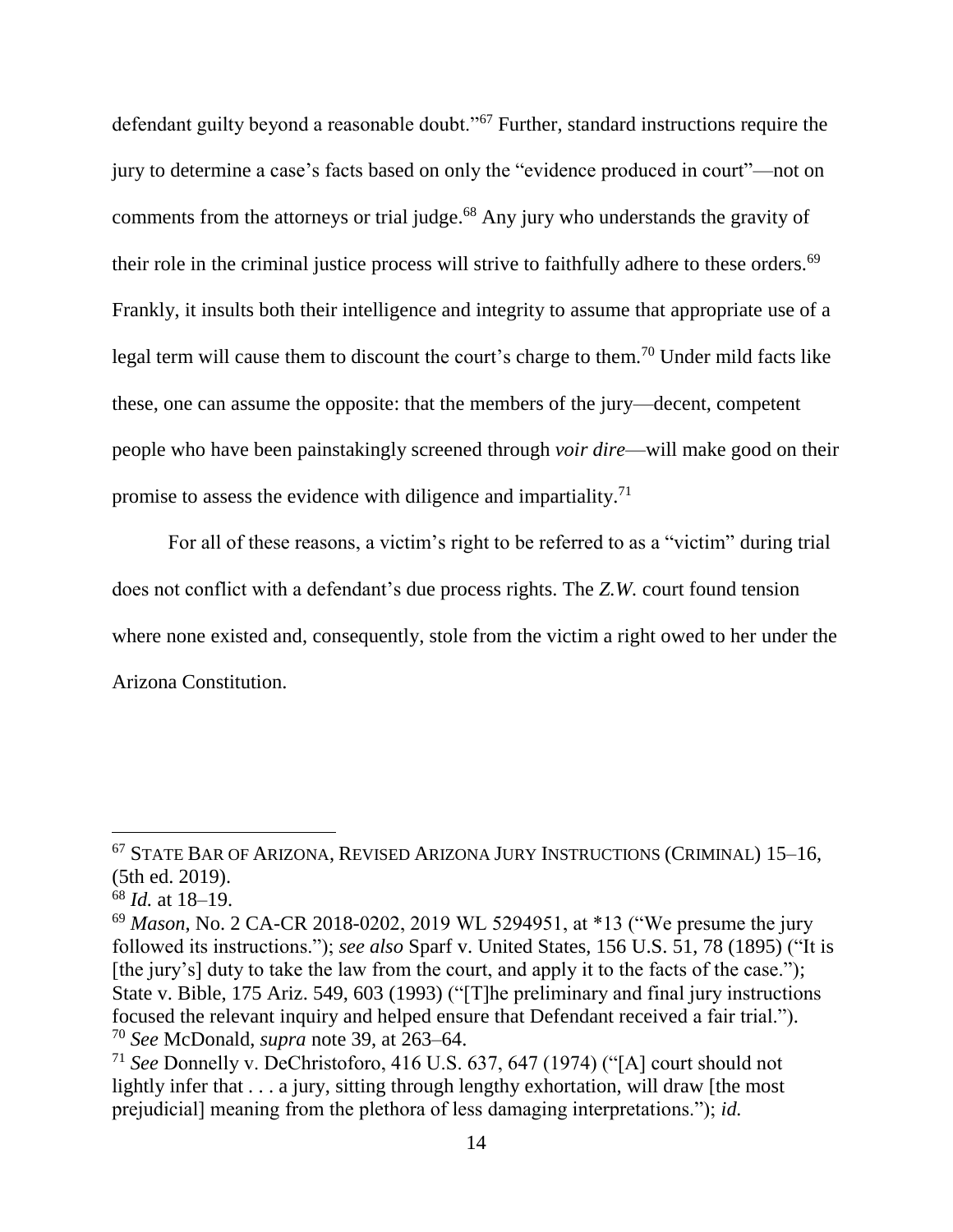defendant guilty beyond a reasonable doubt."[67] Further, standard instructions require the jury to determine a case's facts based on only the "evidence produced in court"—not on comments from the attorneys or trial judge.[68] Any jury who understands the gravity of their role in the criminal justice process will strive to faithfully adhere to these orders.[69] Frankly, it insults both their intelligence and integrity to assume that appropriate use of a legal term will cause them to discount the court's charge to them.[70] Under mild facts like these, one can assume the opposite: that the members of the jury—decent, competent people who have been painstakingly screened through *voir dire*—will make good on their promise to assess the evidence with diligence and impartiality.[71]

For all of these reasons, a victim's right to be referred to as a "victim" during trial does not conflict with a defendant's due process rights. The *Z.W.* court found tension where none existed and, consequently, stole from the victim a right owed to her under the Arizona Constitution.

---

[67] STATE BAR OF ARIZONA, REVISED ARIZONA JURY INSTRUCTIONS (CRIMINAL) 15–16, (5th ed. 2019).

[68] *Id.* at 18–19.

[69] *Mason*, No. 2 CA-CR 2018-0202, 2019 WL 5294951, at *13 ("We presume the jury followed its instructions."); *see also* Sparf v. United States, 156 U.S. 51, 78 (1895) ("It is [the jury's] duty to take the law from the court, and apply it to the facts of the case."); State v. Bible, 175 Ariz. 549, 603 (1993) ("[T]he preliminary and final jury instructions focused the relevant inquiry and helped ensure that Defendant received a fair trial.").

[70] *See* McDonald, *supra* note 39, at 263–64.

[71] *See* Donnelly v. DeChristoforo, 416 U.S. 637, 647 (1974) ("[A] court should not lightly infer that . . . a jury, sitting through lengthy exhortation, will draw [the most prejudicial] meaning from the plethora of less damaging interpretations."); *id.*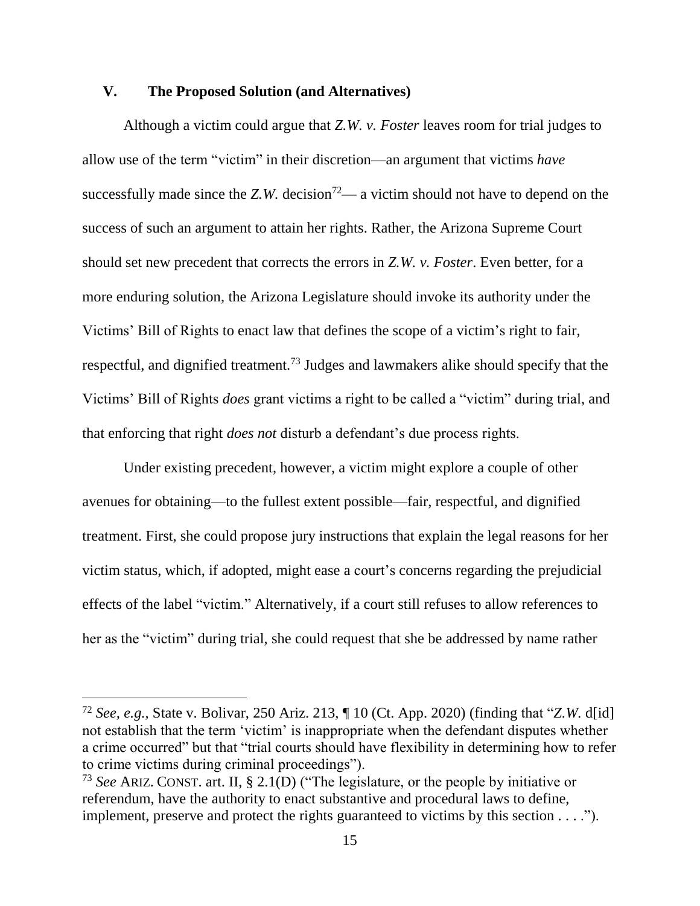## V. The Proposed Solution (and Alternatives)

Although a victim could argue that *Z.W. v. Foster* leaves room for trial judges to allow use of the term "victim" in their discretion—an argument that victims *have* successfully made since the *Z.W.* decision[72]— a victim should not have to depend on the success of such an argument to attain her rights. Rather, the Arizona Supreme Court should set new precedent that corrects the errors in *Z.W. v. Foster*. Even better, for a more enduring solution, the Arizona Legislature should invoke its authority under the Victims' Bill of Rights to enact law that defines the scope of a victim's right to fair, respectful, and dignified treatment.[73] Judges and lawmakers alike should specify that the Victims' Bill of Rights *does* grant victims a right to be called a "victim" during trial, and that enforcing that right *does not* disturb a defendant's due process rights.

Under existing precedent, however, a victim might explore a couple of other avenues for obtaining—to the fullest extent possible—fair, respectful, and dignified treatment. First, she could propose jury instructions that explain the legal reasons for her victim status, which, if adopted, might ease a court's concerns regarding the prejudicial effects of the label "victim." Alternatively, if a court still refuses to allow references to her as the "victim" during trial, she could request that she be addressed by name rather

---

[72] *See, e.g.,* State v. Bolivar, 250 Ariz. 213, ¶ 10 (Ct. App. 2020) (finding that "*Z.W.* d[id] not establish that the term 'victim' is inappropriate when the defendant disputes whether a crime occurred" but that "trial courts should have flexibility in determining how to refer to crime victims during criminal proceedings").

[73] *See* ARIZ. CONST. art. II, § 2.1(D) ("The legislature, or the people by initiative or referendum, have the authority to enact substantive and procedural laws to define, implement, preserve and protect the rights guaranteed to victims by this section . . . .").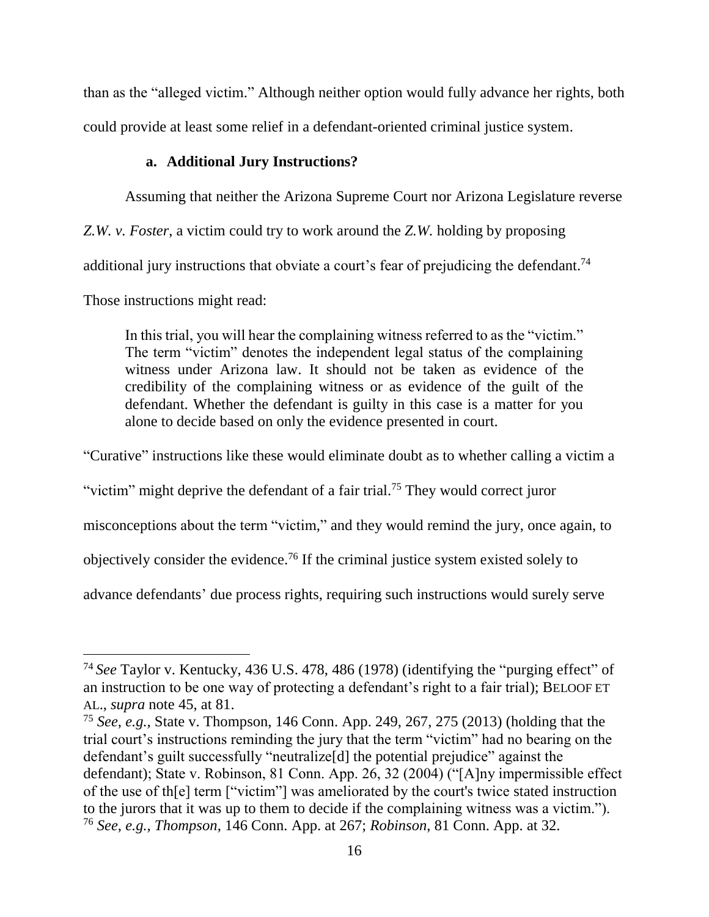than as the "alleged victim." Although neither option would fully advance her rights, both could provide at least some relief in a defendant-oriented criminal justice system.

#### a. Additional Jury Instructions?

Assuming that neither the Arizona Supreme Court nor Arizona Legislature reverse *Z.W. v. Foster*, a victim could try to work around the *Z.W.* holding by proposing additional jury instructions that obviate a court's fear of prejudicing the defendant.[74] Those instructions might read:

> In this trial, you will hear the complaining witness referred to as the "victim." The term "victim" denotes the independent legal status of the complaining witness under Arizona law. It should not be taken as evidence of the credibility of the complaining witness or as evidence of the guilt of the defendant. Whether the defendant is guilty in this case is a matter for you alone to decide based on only the evidence presented in court.

"Curative" instructions like these would eliminate doubt as to whether calling a victim a "victim" might deprive the defendant of a fair trial.[75] They would correct juror misconceptions about the term "victim," and they would remind the jury, once again, to objectively consider the evidence.[76] If the criminal justice system existed solely to advance defendants' due process rights, requiring such instructions would surely serve

---

[74] *See* Taylor v. Kentucky, 436 U.S. 478, 486 (1978) (identifying the "purging effect" of an instruction to be one way of protecting a defendant's right to a fair trial); BELOOF ET AL., *supra* note 45, at 81.

[75] *See, e.g.,* State v. Thompson, 146 Conn. App. 249, 267, 275 (2013) (holding that the trial court's instructions reminding the jury that the term "victim" had no bearing on the defendant's guilt successfully "neutralize[d] the potential prejudice" against the defendant); State v. Robinson, 81 Conn. App. 26, 32 (2004) ("[A]ny impermissible effect of the use of th[e] term ["victim"] was ameliorated by the court's twice stated instruction to the jurors that it was up to them to decide if the complaining witness was a victim.").

[76] *See, e.g., Thompson,* 146 Conn. App. at 267; *Robinson,* 81 Conn. App. at 32.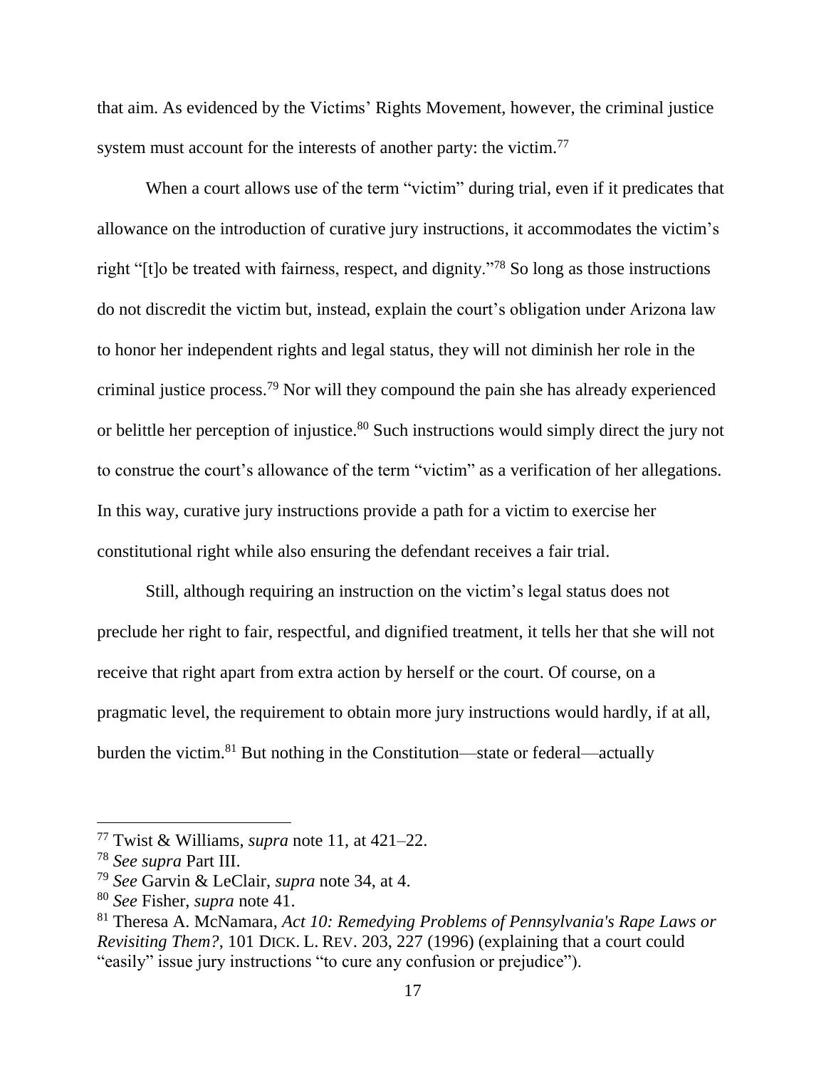that aim. As evidenced by the Victims' Rights Movement, however, the criminal justice system must account for the interests of another party: the victim.[77]

When a court allows use of the term "victim" during trial, even if it predicates that allowance on the introduction of curative jury instructions, it accommodates the victim's right "[t]o be treated with fairness, respect, and dignity."[78] So long as those instructions do not discredit the victim but, instead, explain the court's obligation under Arizona law to honor her independent rights and legal status, they will not diminish her role in the criminal justice process.[79] Nor will they compound the pain she has already experienced or belittle her perception of injustice.[80] Such instructions would simply direct the jury not to construe the court's allowance of the term "victim" as a verification of her allegations. In this way, curative jury instructions provide a path for a victim to exercise her constitutional right while also ensuring the defendant receives a fair trial.

Still, although requiring an instruction on the victim's legal status does not preclude her right to fair, respectful, and dignified treatment, it tells her that she will not receive that right apart from extra action by herself or the court. Of course, on a pragmatic level, the requirement to obtain more jury instructions would hardly, if at all, burden the victim.[81] But nothing in the Constitution—state or federal—actually

---

[77] Twist & Williams, *supra* note 11, at 421–22.

[78] *See supra* Part III.

[79] *See* Garvin & LeClair, *supra* note 34, at 4.

[80] *See* Fisher, *supra* note 41.

[81] Theresa A. McNamara, *Act 10: Remedying Problems of Pennsylvania's Rape Laws or Revisiting Them?*, 101 DICK. L. REV. 203, 227 (1996) (explaining that a court could "easily" issue jury instructions "to cure any confusion or prejudice").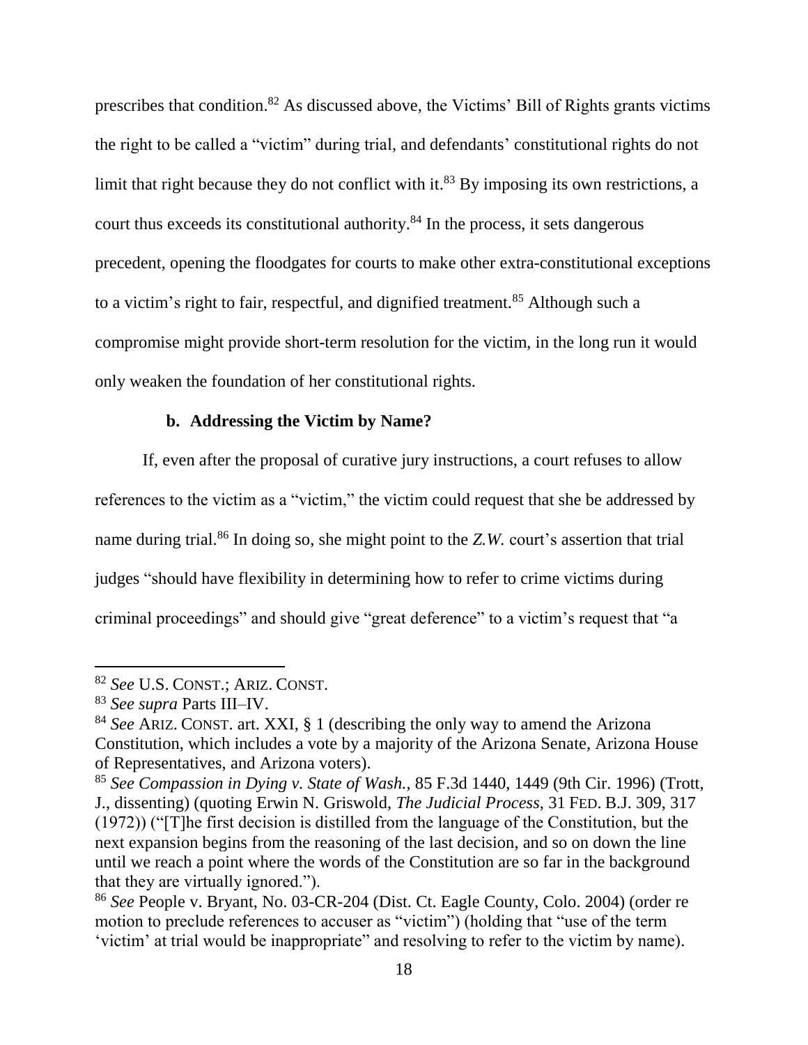prescribes that condition.[82] As discussed above, the Victims' Bill of Rights grants victims the right to be called a "victim" during trial, and defendants' constitutional rights do not limit that right because they do not conflict with it.[83] By imposing its own restrictions, a court thus exceeds its constitutional authority.[84] In the process, it sets dangerous precedent, opening the floodgates for courts to make other extra-constitutional exceptions to a victim's right to fair, respectful, and dignified treatment.[85] Although such a compromise might provide short-term resolution for the victim, in the long run it would only weaken the foundation of her constitutional rights.

#### b. Addressing the Victim by Name?

If, even after the proposal of curative jury instructions, a court refuses to allow references to the victim as a "victim," the victim could request that she be addressed by name during trial.[86] In doing so, she might point to the *Z.W.* court's assertion that trial judges "should have flexibility in determining how to refer to crime victims during criminal proceedings" and should give "great deference" to a victim's request that "a

---

[82] *See* U.S. CONST.; ARIZ. CONST.

[83] *See supra* Parts III–IV.

[84] *See* ARIZ. CONST. art. XXI, § 1 (describing the only way to amend the Arizona Constitution, which includes a vote by a majority of the Arizona Senate, Arizona House of Representatives, and Arizona voters).

[85] *See Compassion in Dying v. State of Wash.*, 85 F.3d 1440, 1449 (9th Cir. 1996) (Trott, J., dissenting) (quoting Erwin N. Griswold, *The Judicial Process*, 31 FED. B.J. 309, 317 (1972)) ("[T]he first decision is distilled from the language of the Constitution, but the next expansion begins from the reasoning of the last decision, and so on down the line until we reach a point where the words of the Constitution are so far in the background that they are virtually ignored.").

[86] *See* People v. Bryant, No. 03-CR-204 (Dist. Ct. Eagle County, Colo. 2004) (order re motion to preclude references to accuser as "victim") (holding that "use of the term 'victim' at trial would be inappropriate" and resolving to refer to the victim by name).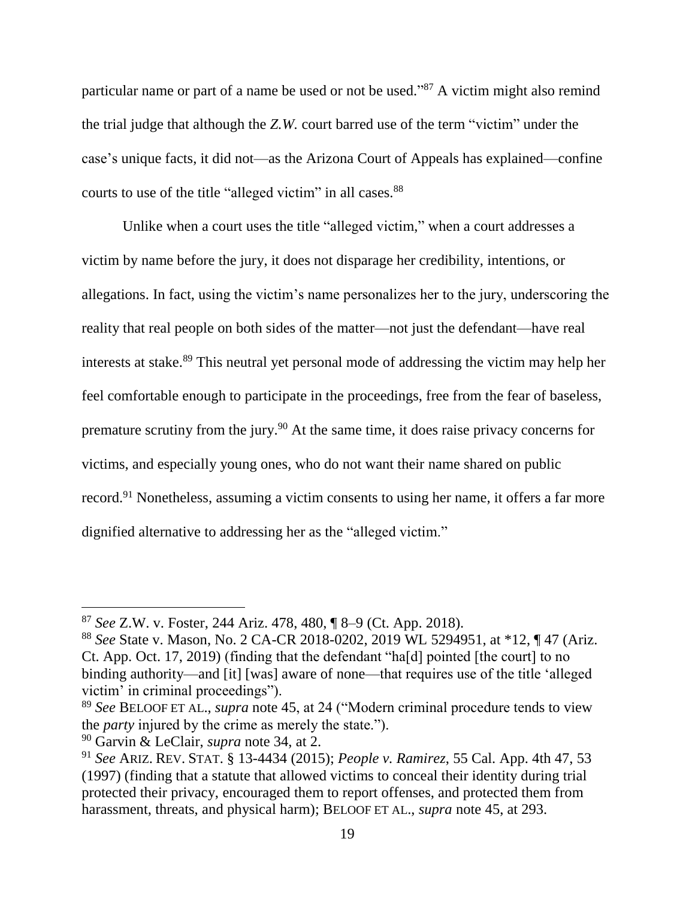particular name or part of a name be used or not be used."[87] A victim might also remind the trial judge that although the *Z.W.* court barred use of the term "victim" under the case's unique facts, it did not—as the Arizona Court of Appeals has explained—confine courts to use of the title "alleged victim" in all cases.[88]

Unlike when a court uses the title "alleged victim," when a court addresses a victim by name before the jury, it does not disparage her credibility, intentions, or allegations. In fact, using the victim's name personalizes her to the jury, underscoring the reality that real people on both sides of the matter—not just the defendant—have real interests at stake.[89] This neutral yet personal mode of addressing the victim may help her feel comfortable enough to participate in the proceedings, free from the fear of baseless, premature scrutiny from the jury.[90] At the same time, it does raise privacy concerns for victims, and especially young ones, who do not want their name shared on public record.[91] Nonetheless, assuming a victim consents to using her name, it offers a far more dignified alternative to addressing her as the "alleged victim."

---

[87] *See* Z.W. v. Foster, 244 Ariz. 478, 480, ¶ 8–9 (Ct. App. 2018).

[88] *See* State v. Mason, No. 2 CA-CR 2018-0202, 2019 WL 5294951, at *12, ¶ 47 (Ariz. Ct. App. Oct. 17, 2019) (finding that the defendant "ha[d] pointed [the court] to no binding authority—and [it] [was] aware of none—that requires use of the title 'alleged victim' in criminal proceedings").

[89] *See* BELOOF ET AL., *supra* note 45, at 24 ("Modern criminal procedure tends to view the *party* injured by the crime as merely the state.").

[90] Garvin & LeClair, *supra* note 34, at 2.

[91] *See* ARIZ. REV. STAT. § 13-4434 (2015); *People v. Ramirez*, 55 Cal. App. 4th 47, 53 (1997) (finding that a statute that allowed victims to conceal their identity during trial protected their privacy, encouraged them to report offenses, and protected them from harassment, threats, and physical harm); BELOOF ET AL., *supra* note 45, at 293.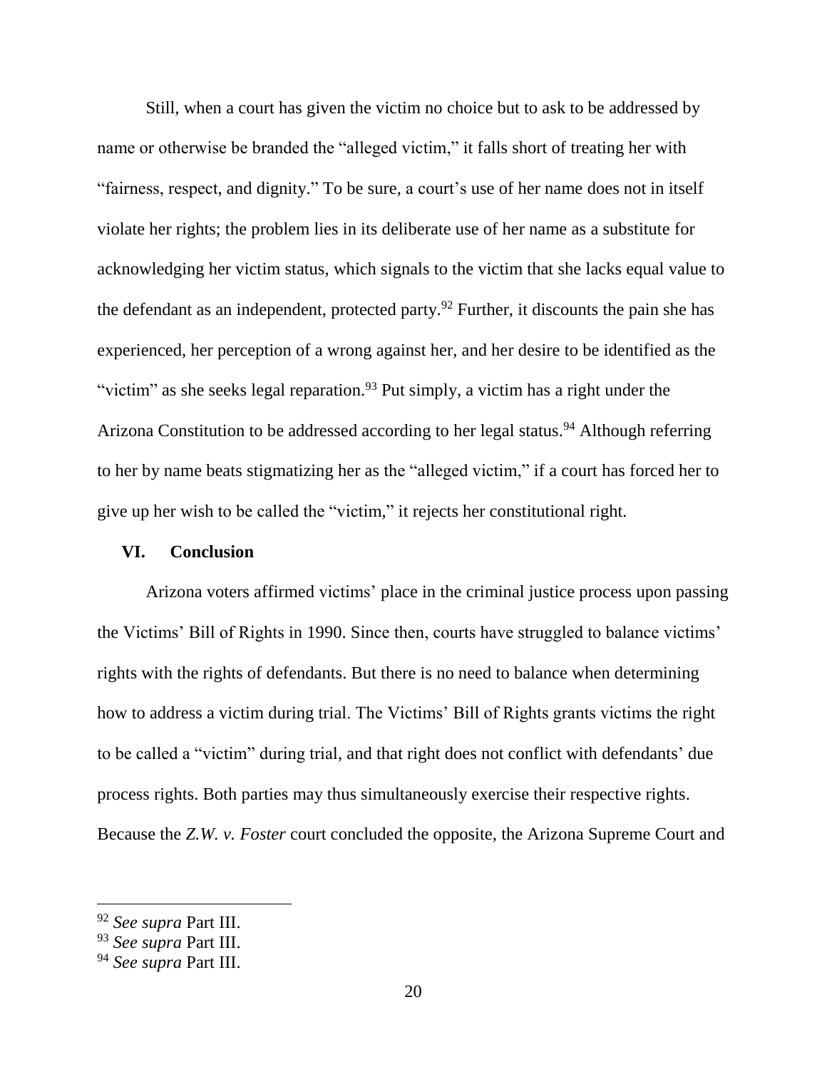Still, when a court has given the victim no choice but to ask to be addressed by name or otherwise be branded the "alleged victim," it falls short of treating her with "fairness, respect, and dignity." To be sure, a court's use of her name does not in itself violate her rights; the problem lies in its deliberate use of her name as a substitute for acknowledging her victim status, which signals to the victim that she lacks equal value to the defendant as an independent, protected party.[92] Further, it discounts the pain she has experienced, her perception of a wrong against her, and her desire to be identified as the "victim" as she seeks legal reparation.[93] Put simply, a victim has a right under the Arizona Constitution to be addressed according to her legal status.[94] Although referring to her by name beats stigmatizing her as the "alleged victim," if a court has forced her to give up her wish to be called the "victim," it rejects her constitutional right.

## VI. Conclusion

Arizona voters affirmed victims' place in the criminal justice process upon passing the Victims' Bill of Rights in 1990. Since then, courts have struggled to balance victims' rights with the rights of defendants. But there is no need to balance when determining how to address a victim during trial. The Victims' Bill of Rights grants victims the right to be called a "victim" during trial, and that right does not conflict with defendants' due process rights. Both parties may thus simultaneously exercise their respective rights. Because the *Z.W. v. Foster* court concluded the opposite, the Arizona Supreme Court and

---

[92] *See supra* Part III.

[93] *See supra* Part III.

[94] *See supra* Part III.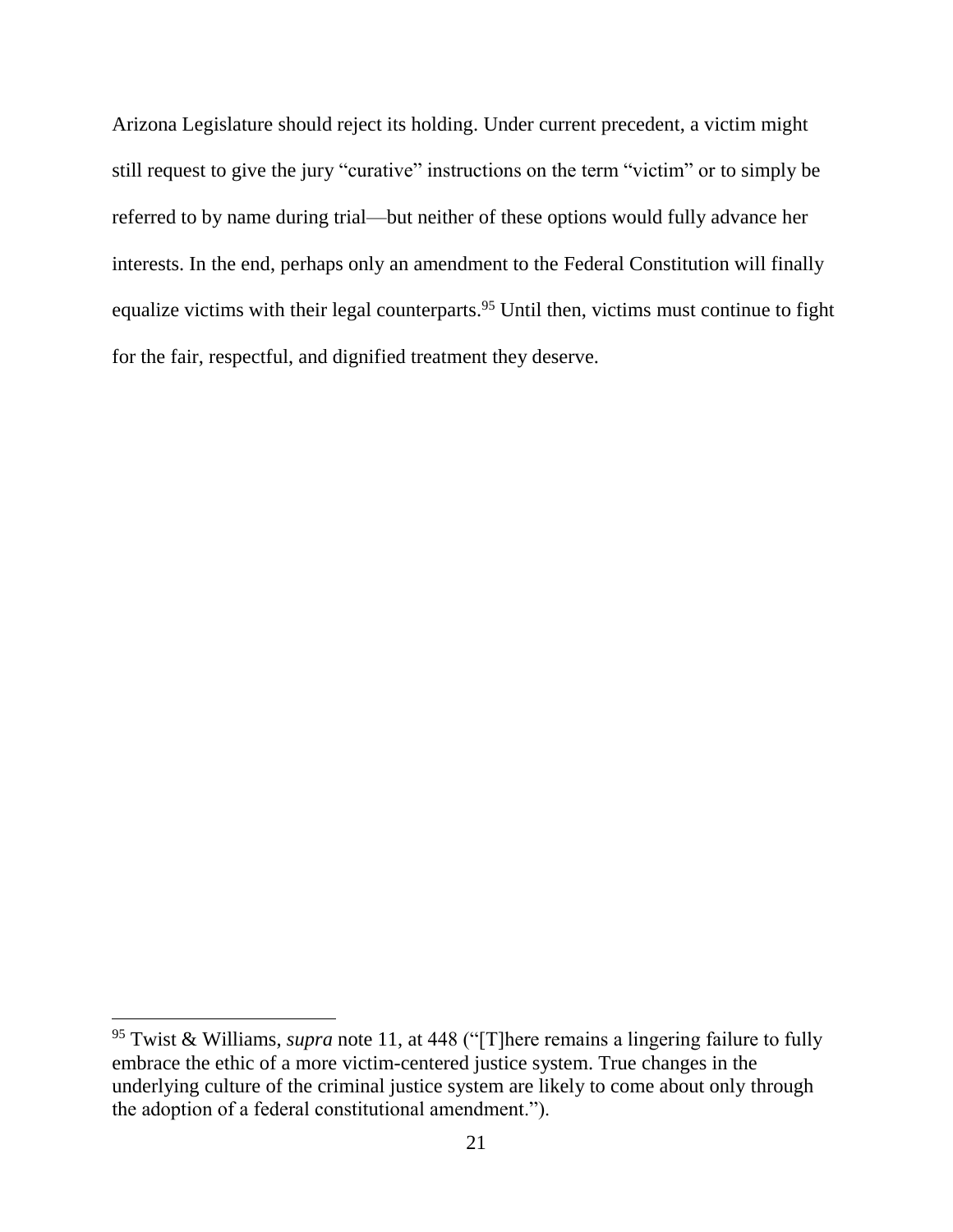Arizona Legislature should reject its holding. Under current precedent, a victim might still request to give the jury "curative" instructions on the term "victim" or to simply be referred to by name during trial—but neither of these options would fully advance her interests. In the end, perhaps only an amendment to the Federal Constitution will finally equalize victims with their legal counterparts.[95] Until then, victims must continue to fight for the fair, respectful, and dignified treatment they deserve.

[95] Twist & Williams, *supra* note 11, at 448 ("[T]here remains a lingering failure to fully embrace the ethic of a more victim-centered justice system. True changes in the underlying culture of the criminal justice system are likely to come about only through the adoption of a federal constitutional amendment.").